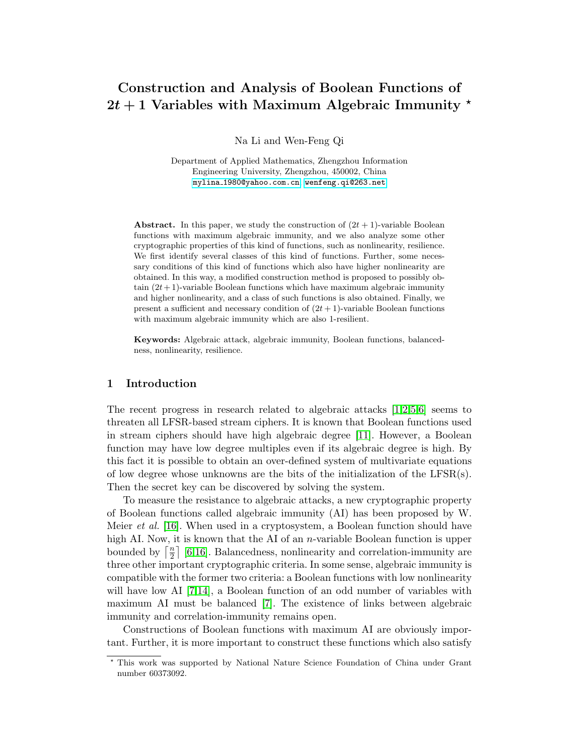# Construction and Analysis of Boolean Functions of $2t+1$ Variables with Maximum Algebraic Immunity *

Na Li and Wen-Feng Qi

Department of Applied Mathematics, Zhengzhou Information Engineering University, Zhengzhou, 450002, China
mylina_1980@yahoo.com.cn, wenfeng.qi@263.net

**Abstract.** In this paper, we study the construction of $(2t+1)$-variable Boolean functions with maximum algebraic immunity, and we also analyze some other cryptographic properties of this kind of functions, such as nonlinearity, resilience. We first identify several classes of this kind of functions. Further, some necessary conditions of this kind of functions which also have higher nonlinearity are obtained. In this way, a modified construction method is proposed to possibly obtain $(2t+1)$-variable Boolean functions which have maximum algebraic immunity and higher nonlinearity, and a class of such functions is also obtained. Finally, we present a sufficient and necessary condition of $(2t+1)$-variable Boolean functions with maximum algebraic immunity which are also 1-resilient.

**Keywords:** Algebraic attack, algebraic immunity, Boolean functions, balancedness, nonlinearity, resilience.

## 1 Introduction

The recent progress in research related to algebraic attacks [1,2,5,6] seems to threaten all LFSR-based stream ciphers. It is known that Boolean functions used in stream ciphers should have high algebraic degree [11]. However, a Boolean function may have low degree multiples even if its algebraic degree is high. By this fact it is possible to obtain an over-defined system of multivariate equations of low degree whose unknowns are the bits of the initialization of the LFSR(s). Then the secret key can be discovered by solving the system.

To measure the resistance to algebraic attacks, a new cryptographic property of Boolean functions called algebraic immunity (AI) has been proposed by W. Meier *et al.* [16]. When used in a cryptosystem, a Boolean function should have high AI. Now, it is known that the AI of an $n$-variable Boolean function is upper bounded by $\lceil \frac{n}{2} \rceil$ [6,16]. Balancedness, nonlinearity and correlation-immunity are three other important cryptographic criteria. In some sense, algebraic immunity is compatible with the former two criteria: a Boolean functions with low nonlinearity will have low AI [7,14], a Boolean function of an odd number of variables with maximum AI must be balanced [7]. The existence of links between algebraic immunity and correlation-immunity remains open.

Constructions of Boolean functions with maximum AI are obviously important. Further, it is more important to construct these functions which also satisfy

---

* This work was supported by National Nature Science Foundation of China under Grant number 60373092.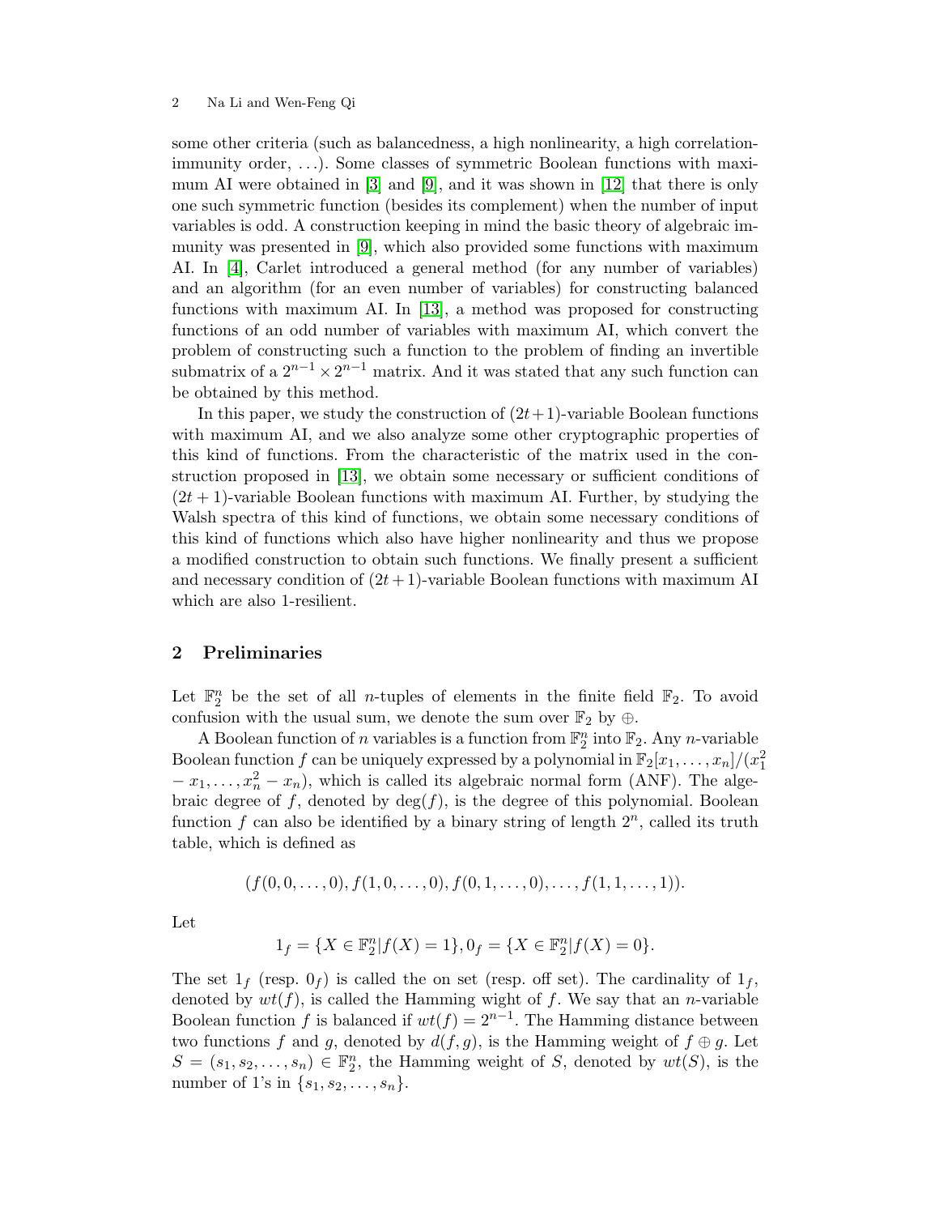some other criteria (such as balancedness, a high nonlinearity, a high correlation-immunity order, ...). Some classes of symmetric Boolean functions with maximum AI were obtained in [3] and [9], and it was shown in [12] that there is only one such symmetric function (besides its complement) when the number of input variables is odd. A construction keeping in mind the basic theory of algebraic immunity was presented in [9], which also provided some functions with maximum AI. In [4], Carlet introduced a general method (for any number of variables) and an algorithm (for an even number of variables) for constructing balanced functions with maximum AI. In [13], a method was proposed for constructing functions of an odd number of variables with maximum AI, which convert the problem of constructing such a function to the problem of finding an invertible submatrix of a $2^{n-1} \times 2^{n-1}$ matrix. And it was stated that any such function can be obtained by this method.

In this paper, we study the construction of $(2t+1)$-variable Boolean functions with maximum AI, and we also analyze some other cryptographic properties of this kind of functions. From the characteristic of the matrix used in the construction proposed in [13], we obtain some necessary or sufficient conditions of $(2t+1)$-variable Boolean functions with maximum AI. Further, by studying the Walsh spectra of this kind of functions, we obtain some necessary conditions of this kind of functions which also have higher nonlinearity and thus we propose a modified construction to obtain such functions. We finally present a sufficient and necessary condition of $(2t+1)$-variable Boolean functions with maximum AI which are also 1-resilient.

## 2 Preliminaries

Let $\mathbb{F}_2^n$ be the set of all $n$-tuples of elements in the finite field $\mathbb{F}_2$. To avoid confusion with the usual sum, we denote the sum over $\mathbb{F}_2$ by $\oplus$.

A Boolean function of $n$ variables is a function from $\mathbb{F}_2^n$ into $\mathbb{F}_2$. Any $n$-variable Boolean function $f$ can be uniquely expressed by a polynomial in $\mathbb{F}_2[x_1, \ldots, x_n]/(x_1^2 - x_1, \ldots, x_n^2 - x_n)$, which is called its algebraic normal form (ANF). The algebraic degree of $f$, denoted by $\deg(f)$, is the degree of this polynomial. Boolean function $f$ can also be identified by a binary string of length $2^n$, called its truth table, which is defined as

$$(f(0,0,\ldots,0), f(1,0,\ldots,0), f(0,1,\ldots,0), \ldots, f(1,1,\ldots,1)).$$

Let

$$1_f = \{X \in \mathbb{F}_2^n | f(X) = 1\}, 0_f = \{X \in \mathbb{F}_2^n | f(X) = 0\}.$$

The set $1_f$ (resp. $0_f$) is called the on set (resp. off set). The cardinality of $1_f$, denoted by $wt(f)$, is called the Hamming wight of $f$. We say that an $n$-variable Boolean function $f$ is balanced if $wt(f) = 2^{n-1}$. The Hamming distance between two functions $f$ and $g$, denoted by $d(f,g)$, is the Hamming weight of $f \oplus g$. Let $S = (s_1, s_2, \ldots, s_n) \in \mathbb{F}_2^n$, the Hamming weight of $S$, denoted by $wt(S)$, is the number of 1's in $\{s_1, s_2, \ldots, s_n\}$.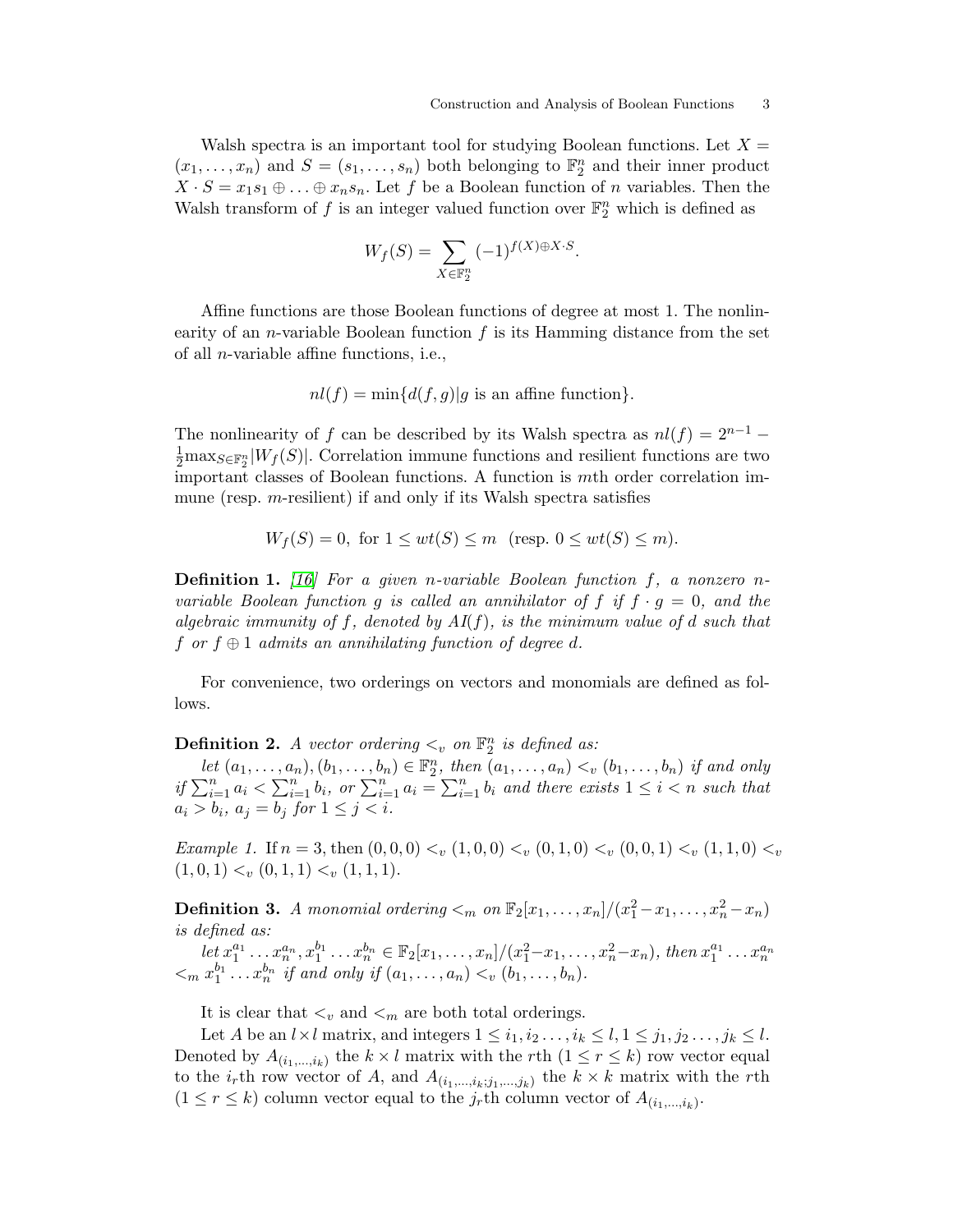Walsh spectra is an important tool for studying Boolean functions. Let $X = (x_1, \ldots, x_n)$ and $S = (s_1, \ldots, s_n)$ both belonging to $\mathbb{F}_2^n$ and their inner product $X \cdot S = x_1 s_1 \oplus \ldots \oplus x_n s_n$. Let $f$ be a Boolean function of $n$ variables. Then the Walsh transform of $f$ is an integer valued function over $\mathbb{F}_2^n$ which is defined as

$$W_f(S) = \sum_{X \in \mathbb{F}_2^n} (-1)^{f(X) \oplus X \cdot S}.$$

Affine functions are those Boolean functions of degree at most 1. The nonlinearity of an $n$-variable Boolean function $f$ is its Hamming distance from the set of all $n$-variable affine functions, i.e.,

$$nl(f) = \min\{d(f, g) | g \text{ is an affine function}\}.$$

The nonlinearity of $f$ can be described by its Walsh spectra as $nl(f) = 2^{n-1} - \frac{1}{2}\max_{S \in \mathbb{F}_2^n} |W_f(S)|$. Correlation immune functions and resilient functions are two important classes of Boolean functions. A function is $m$th order correlation immune (resp. $m$-resilient) if and only if its Walsh spectra satisfies

$$W_f(S) = 0, \text{ for } 1 \leq wt(S) \leq m \ \ (\text{resp. } 0 \leq wt(S) \leq m).$$

**Definition 1.** [16] *For a given $n$-variable Boolean function $f$, a nonzero $n$-variable Boolean function $g$ is called an annihilator of $f$ if $f \cdot g = 0$, and the algebraic immunity of $f$, denoted by $AI(f)$, is the minimum value of $d$ such that $f$ or $f \oplus 1$ admits an annihilating function of degree $d$.*

For convenience, two orderings on vectors and monomials are defined as follows.

**Definition 2.** *A vector ordering $<_v$ on $\mathbb{F}_2^n$ is defined as:*

*let $(a_1, \ldots, a_n), (b_1, \ldots, b_n) \in \mathbb{F}_2^n$, then $(a_1, \ldots, a_n) <_v (b_1, \ldots, b_n)$ if and only if $\sum_{i=1}^n a_i < \sum_{i=1}^n b_i$, or $\sum_{i=1}^n a_i = \sum_{i=1}^n b_i$ and there exists $1 \leq i < n$ such that $a_i > b_i$, $a_j = b_j$ for $1 \leq j < i$.*

*Example 1.* If $n = 3$, then $(0, 0, 0) <_v (1, 0, 0) <_v (0, 1, 0) <_v (0, 0, 1) <_v (1, 1, 0) <_v (1, 0, 1) <_v (0, 1, 1) <_v (1, 1, 1)$.

**Definition 3.** *A monomial ordering $<_m$ on $\mathbb{F}_2[x_1, \ldots, x_n]/(x_1^2 - x_1, \ldots, x_n^2 - x_n)$ is defined as:*

*let $x_1^{a_1} \ldots x_n^{a_n}, x_1^{b_1} \ldots x_n^{b_n} \in \mathbb{F}_2[x_1, \ldots, x_n]/(x_1^2 - x_1, \ldots, x_n^2 - x_n)$, then $x_1^{a_1} \ldots x_n^{a_n} <_m x_1^{b_1} \ldots x_n^{b_n}$ if and only if $(a_1, \ldots, a_n) <_v (b_1, \ldots, b_n)$.*

It is clear that $<_v$ and $<_m$ are both total orderings.

Let $A$ be an $l \times l$ matrix, and integers $1 \leq i_1, i_2 \ldots, i_k \leq l, 1 \leq j_1, j_2 \ldots, j_k \leq l$. Denoted by $A_{(i_1,\ldots,i_k)}$ the $k \times l$ matrix with the $r$th $(1 \leq r \leq k)$ row vector equal to the $i_r$th row vector of $A$, and $A_{(i_1,\ldots,i_k;j_1,\ldots,j_k)}$ the $k \times k$ matrix with the $r$th $(1 \leq r \leq k)$ column vector equal to the $j_r$th column vector of $A_{(i_1,\ldots,i_k)}$.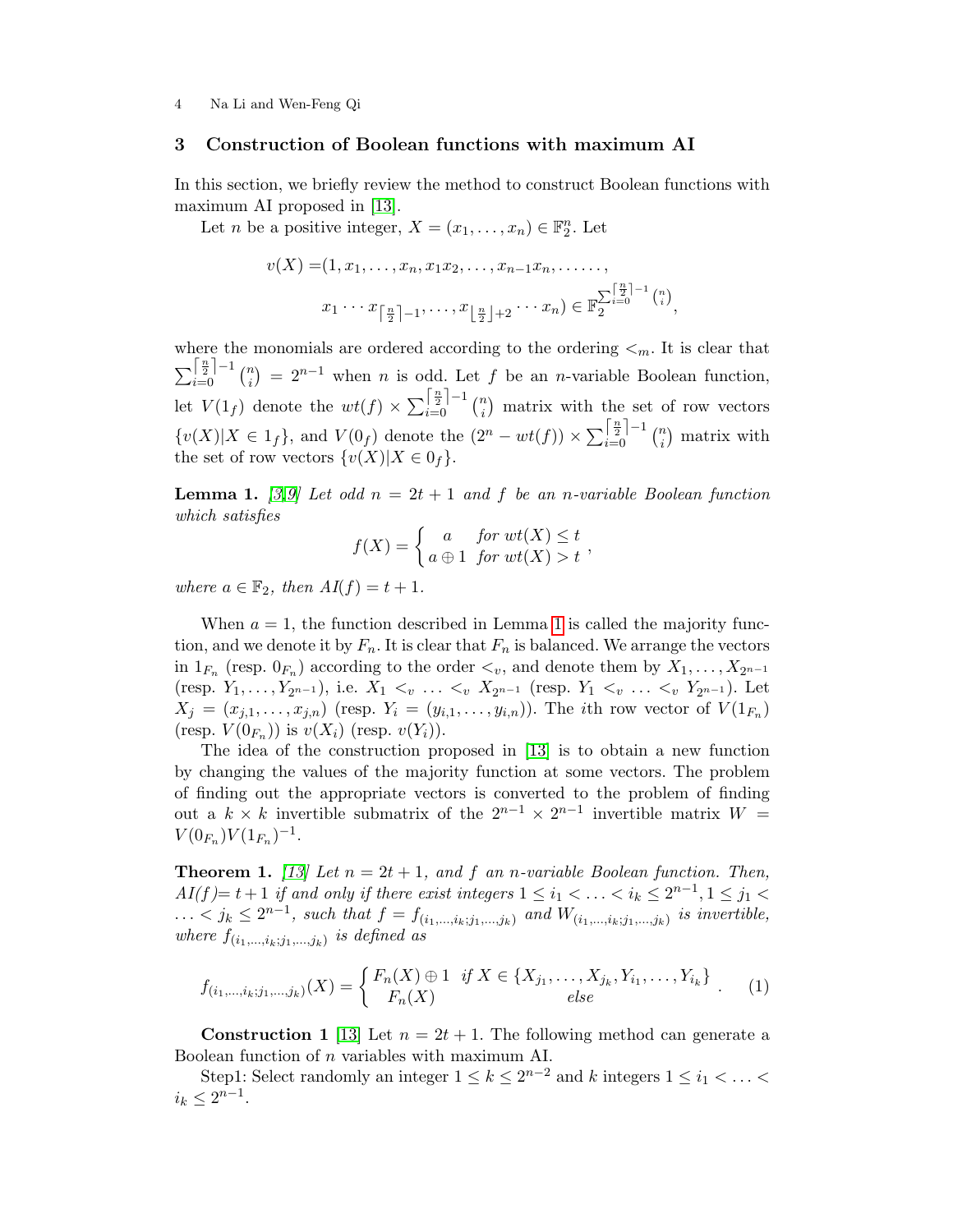## 3 Construction of Boolean functions with maximum AI

In this section, we briefly review the method to construct Boolean functions with maximum AI proposed in [13].

Let $n$ be a positive integer, $X = (x_1, \ldots, x_n) \in \mathbb{F}_2^n$. Let

$$v(X) = (1, x_1, \ldots, x_n, x_1x_2, \ldots, x_{n-1}x_n, \ldots\ldots, \\ x_1 \cdots x_{\lceil \frac{n}{2} \rceil - 1}, \ldots, x_{\lfloor \frac{n}{2} \rfloor + 2} \cdots x_n) \in \mathbb{F}_2^{\sum_{i=0}^{\lceil \frac{n}{2} \rceil - 1} \binom{n}{i}},$$

where the monomials are ordered according to the ordering $<_m$. It is clear that $\sum_{i=0}^{\lceil \frac{n}{2} \rceil - 1} \binom{n}{i} = 2^{n-1}$ when $n$ is odd. Let $f$ be an $n$-variable Boolean function, let $V(1_f)$ denote the $wt(f) \times \sum_{i=0}^{\lceil \frac{n}{2} \rceil - 1} \binom{n}{i}$ matrix with the set of row vectors $\{v(X) | X \in 1_f\}$, and $V(0_f)$ denote the $(2^n - wt(f)) \times \sum_{i=0}^{\lceil \frac{n}{2} \rceil - 1} \binom{n}{i}$ matrix with the set of row vectors $\{v(X) | X \in 0_f\}$.

**Lemma 1.** [3,9] *Let odd $n = 2t + 1$ and $f$ be an $n$-variable Boolean function which satisfies*

$$f(X) = \begin{cases} a & \text{for } wt(X) \le t \\ a \oplus 1 & \text{for } wt(X) > t \end{cases},$$

*where $a \in \mathbb{F}_2$, then $AI(f) = t + 1$.*

When $a = 1$, the function described in Lemma 1 is called the majority function, and we denote it by $F_n$. It is clear that $F_n$ is balanced. We arrange the vectors in $1_{F_n}$ (resp. $0_{F_n}$) according to the order $<_v$, and denote them by $X_1, \ldots, X_{2^{n-1}}$ (resp. $Y_1, \ldots, Y_{2^{n-1}}$), i.e. $X_1 <_v \ldots <_v X_{2^{n-1}}$ (resp. $Y_1 <_v \ldots <_v Y_{2^{n-1}}$). Let $X_j = (x_{j,1}, \ldots, x_{j,n})$ (resp. $Y_i = (y_{i,1}, \ldots, y_{i,n})$). The $i$th row vector of $V(1_{F_n})$ (resp. $V(0_{F_n})$) is $v(X_i)$ (resp. $v(Y_i)$).

The idea of the construction proposed in [13] is to obtain a new function by changing the values of the majority function at some vectors. The problem of finding out the appropriate vectors is converted to the problem of finding out a $k \times k$ invertible submatrix of the $2^{n-1} \times 2^{n-1}$ invertible matrix $W = V(0_{F_n})V(1_{F_n})^{-1}$.

**Theorem 1.** [13] *Let $n = 2t + 1$, and $f$ an $n$-variable Boolean function. Then, $AI(f) = t + 1$ if and only if there exist integers $1 \le i_1 < \ldots < i_k \le 2^{n-1}, 1 \le j_1 < \ldots < j_k \le 2^{n-1}$, such that $f = f_{(i_1, \ldots, i_k; j_1, \ldots, j_k)}$ and $W_{(i_1, \ldots, i_k; j_1, \ldots, j_k)}$ is invertible, where $f_{(i_1, \ldots, i_k; j_1, \ldots, j_k)}$ is defined as*

$$f_{(i_1, \ldots, i_k; j_1, \ldots, j_k)}(X) = \begin{cases} F_n(X) \oplus 1 & \text{if } X \in \{X_{j_1}, \ldots, X_{j_k}, Y_{i_1}, \ldots, Y_{i_k}\} \\ F_n(X) & \text{else} \end{cases}. \quad (1)$$

**Construction 1** [13] Let $n = 2t + 1$. The following method can generate a Boolean function of $n$ variables with maximum AI.

Step1: Select randomly an integer $1 \le k \le 2^{n-2}$ and $k$ integers $1 \le i_1 < \ldots < i_k \le 2^{n-1}$.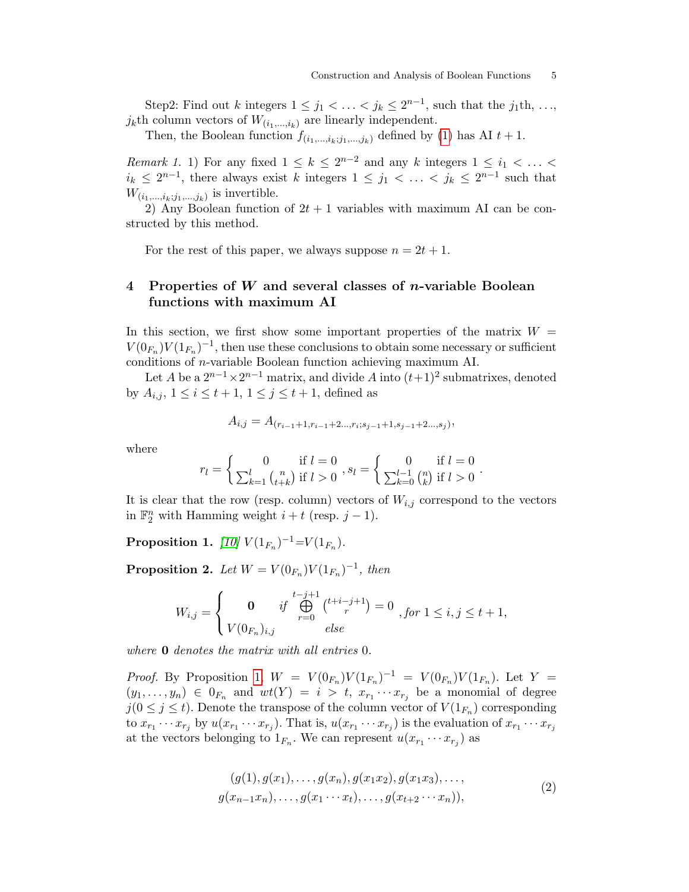Step2: Find out $k$ integers $1 \leq j_1 < \ldots < j_k \leq 2^{n-1}$, such that the $j_1$th, $\ldots$, $j_k$th column vectors of $W_{(i_1,\ldots,i_k)}$ are linearly independent.

Then, the Boolean function $f_{(i_1,\ldots,i_k;j_1,\ldots,j_k)}$ defined by (1) has AI $t+1$.

*Remark 1.* 1) For any fixed $1 \leq k \leq 2^{n-2}$ and any $k$ integers $1 \leq i_1 < \ldots < i_k \leq 2^{n-1}$, there always exist $k$ integers $1 \leq j_1 < \ldots < j_k \leq 2^{n-1}$ such that $W_{(i_1,\ldots,i_k;j_1,\ldots,j_k)}$ is invertible.

2) Any Boolean function of $2t+1$ variables with maximum AI can be constructed by this method.

For the rest of this paper, we always suppose $n = 2t+1$.

## 4 Properties of $W$ and several classes of $n$-variable Boolean functions with maximum AI

In this section, we first show some important properties of the matrix $W = V(0_{F_n})V(1_{F_n})^{-1}$, then use these conclusions to obtain some necessary or sufficient conditions of $n$-variable Boolean function achieving maximum AI.

Let $A$ be a $2^{n-1} \times 2^{n-1}$ matrix, and divide $A$ into $(t+1)^2$ submatrixes, denoted by $A_{i,j}$, $1 \leq i \leq t+1$, $1 \leq j \leq t+1$, defined as

$$A_{i,j} = A_{(r_{i-1}+1, r_{i-1}+2\ldots, r_i; s_{j-1}+1, s_{j-1}+2\ldots, s_j)},$$

where

$$r_l = \begin{cases} 0 & \text{if } l = 0 \\ \sum_{k=1}^{l} \binom{n}{t+k} & \text{if } l > 0 \end{cases}, s_l = \begin{cases} 0 & \text{if } l = 0 \\ \sum_{k=0}^{l-1} \binom{n}{k} & \text{if } l > 0 \end{cases}.$$

It is clear that the row (resp. column) vectors of $W_{i,j}$ correspond to the vectors in $\mathbb{F}_2^n$ with Hamming weight $i+t$ (resp. $j-1$).

**Proposition 1.** *[10] $V(1_{F_n})^{-1} = V(1_{F_n})$.*

**Proposition 2.** *Let $W = V(0_{F_n})V(1_{F_n})^{-1}$, then*

$$W_{i,j} = \begin{cases} \mathbf{0} & \text{if } \bigoplus_{r=0}^{t-j+1} \binom{t+i-j+1}{r} = 0 \\ V(0_{F_n})_{i,j} & \text{else} \end{cases}, \text{for } 1 \leq i, j \leq t+1,$$

*where $\mathbf{0}$ denotes the matrix with all entries 0.*

*Proof.* By Proposition 1, $W = V(0_{F_n})V(1_{F_n})^{-1} = V(0_{F_n})V(1_{F_n})$. Let $Y = (y_1, \ldots, y_n) \in 0_{F_n}$ and $wt(Y) = i > t$, $x_{r_1} \cdots x_{r_j}$ be a monomial of degree $j (0 \leq j \leq t)$. Denote the transpose of the column vector of $V(1_{F_n})$ corresponding to $x_{r_1} \cdots x_{r_j}$ by $u(x_{r_1} \cdots x_{r_j})$. That is, $u(x_{r_1} \cdots x_{r_j})$ is the evaluation of $x_{r_1} \cdots x_{r_j}$ at the vectors belonging to $1_{F_n}$. We can represent $u(x_{r_1} \cdots x_{r_j})$ as

$$\begin{gathered}(g(1), g(x_1), \ldots, g(x_n), g(x_1x_2), g(x_1x_3), \ldots, \\ g(x_{n-1}x_n), \ldots, g(x_1 \cdots x_t), \ldots, g(x_{t+2} \cdots x_n)),\end{gathered} \tag{2}$$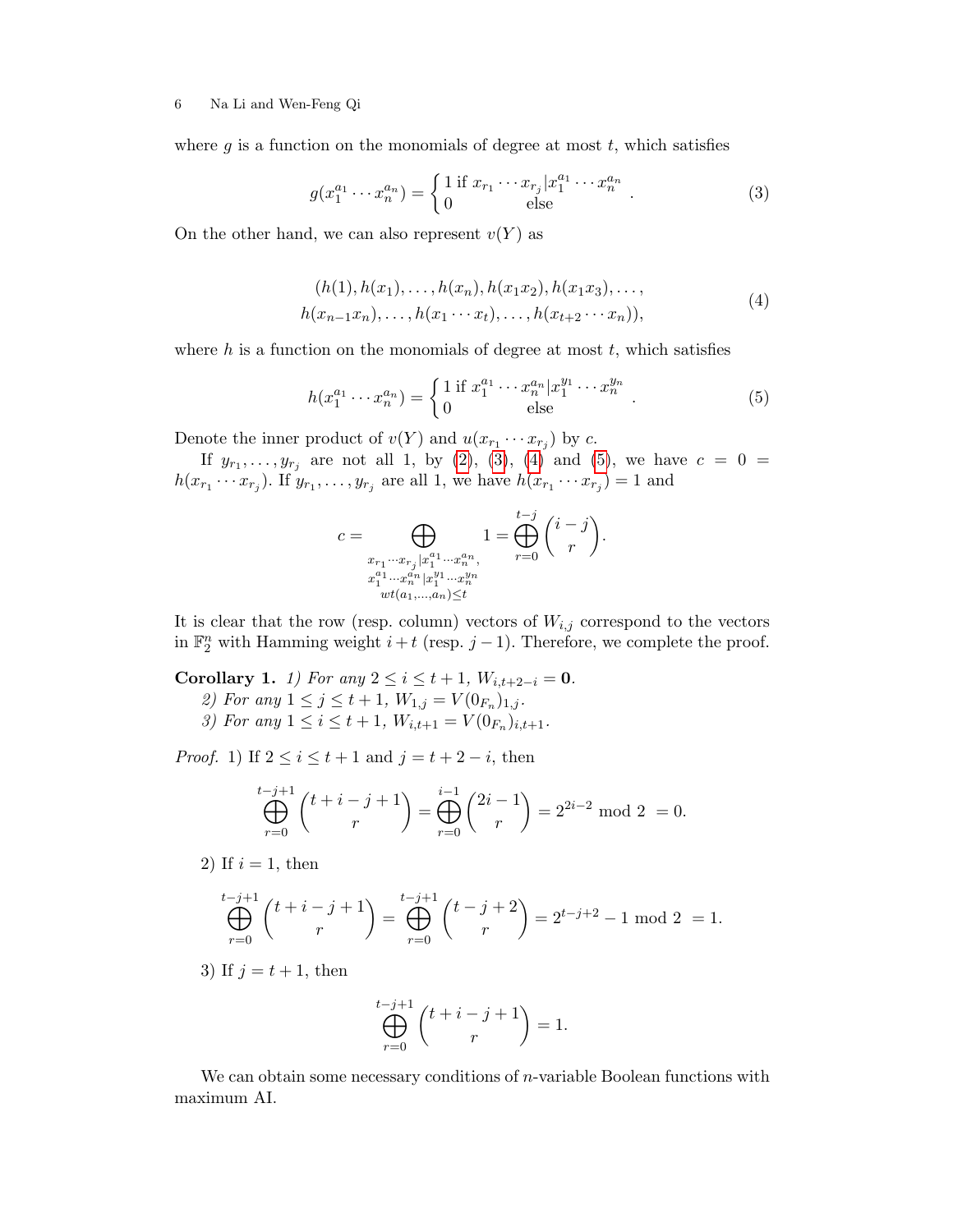where $g$ is a function on the monomials of degree at most $t$, which satisfies

$$g(x_1^{a_1}\cdots x_n^{a_n}) = \begin{cases} 1 \text{ if } x_{r_1}\cdots x_{r_j} | x_1^{a_1}\cdots x_n^{a_n} \\ 0 \qquad\qquad \text{else} \end{cases}. \tag{3}$$

On the other hand, we can also represent $v(Y)$ as

$$\begin{aligned}&(h(1), h(x_1), \ldots, h(x_n), h(x_1x_2), h(x_1x_3), \ldots,\\ &h(x_{n-1}x_n), \ldots, h(x_1\cdots x_t), \ldots, h(x_{t+2}\cdots x_n)),\end{aligned} \tag{4}$$

where $h$ is a function on the monomials of degree at most $t$, which satisfies

$$h(x_1^{a_1}\cdots x_n^{a_n}) = \begin{cases} 1 \text{ if } x_1^{a_1}\cdots x_n^{a_n} | x_1^{y_1}\cdots x_n^{y_n} \\ 0 \qquad\qquad \text{else} \end{cases}. \tag{5}$$

Denote the inner product of $v(Y)$ and $u(x_{r_1}\cdots x_{r_j})$ by $c$.

If $y_{r_1}, \ldots, y_{r_j}$ are not all 1, by (2), (3), (4) and (5), we have $c = 0 = h(x_{r_1}\cdots x_{r_j})$. If $y_{r_1}, \ldots, y_{r_j}$ are all 1, we have $h(x_{r_1}\cdots x_{r_j}) = 1$ and

$$c = \bigoplus_{\substack{x_{r_1}\cdots x_{r_j} | x_1^{a_1}\cdots x_n^{a_n},\\ x_1^{a_1}\cdots x_n^{a_n} | x_1^{y_1}\cdots x_n^{y_n}\\ wt(a_1,\ldots,a_n)\le t}} 1 = \bigoplus_{r=0}^{t-j} \binom{i-j}{r}.$$

It is clear that the row (resp. column) vectors of $W_{i,j}$ correspond to the vectors in $\mathbb{F}_2^n$ with Hamming weight $i+t$ (resp. $j-1$). Therefore, we complete the proof.

**Corollary 1.** *1) For any $2 \le i \le t+1$, $W_{i,t+2-i} = \mathbf{0}$.*
*2) For any $1 \le j \le t+1$, $W_{1,j} = V(0_{F_n})_{1,j}$.*
*3) For any $1 \le i \le t+1$, $W_{i,t+1} = V(0_{F_n})_{i,t+1}$.*

*Proof.* 1) If $2 \le i \le t+1$ and $j = t+2-i$, then

$$\bigoplus_{r=0}^{t-j+1} \binom{t+i-j+1}{r} = \bigoplus_{r=0}^{i-1} \binom{2i-1}{r} = 2^{2i-2} \bmod 2 = 0.$$

2) If $i = 1$, then

$$\bigoplus_{r=0}^{t-j+1} \binom{t+i-j+1}{r} = \bigoplus_{r=0}^{t-j+1} \binom{t-j+2}{r} = 2^{t-j+2} - 1 \bmod 2 = 1.$$

3) If $j = t+1$, then

$$\bigoplus_{r=0}^{t-j+1} \binom{t+i-j+1}{r} = 1.$$

We can obtain some necessary conditions of $n$-variable Boolean functions with maximum AI.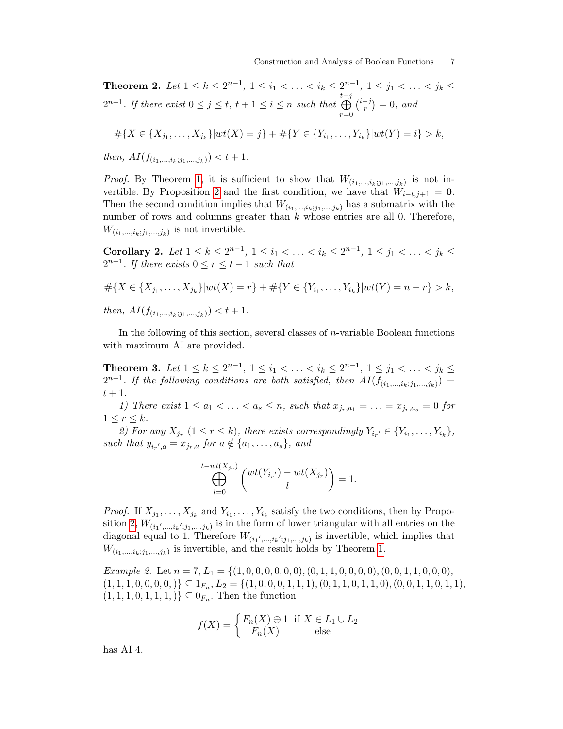**Theorem 2.** *Let $1 \le k \le 2^{n-1}$, $1 \le i_1 < \ldots < i_k \le 2^{n-1}$, $1 \le j_1 < \ldots < j_k \le 2^{n-1}$. If there exist $0 \le j \le t$, $t+1 \le i \le n$ such that $\bigoplus_{r=0}^{t-j} \binom{i-j}{r} = 0$, and*

$$\#\{X \in \{X_{j_1}, \ldots, X_{j_k}\} | wt(X) = j\} + \#\{Y \in \{Y_{i_1}, \ldots, Y_{i_k}\} | wt(Y) = i\} > k,$$

*then, $AI(f_{(i_1,\ldots,i_k;j_1,\ldots,j_k)}) < t+1$.*

*Proof.* By Theorem 1, it is sufficient to show that $W_{(i_1,\ldots,i_k;j_1,\ldots,j_k)}$ is not invertible. By Proposition 2 and the first condition, we have that $W_{i-t,j+1} = \mathbf{0}$. Then the second condition implies that $W_{(i_1,\ldots,i_k;j_1,\ldots,j_k)}$ has a submatrix with the number of rows and columns greater than $k$ whose entries are all 0. Therefore, $W_{(i_1,\ldots,i_k;j_1,\ldots,j_k)}$ is not invertible.

**Corollary 2.** *Let $1 \le k \le 2^{n-1}$, $1 \le i_1 < \ldots < i_k \le 2^{n-1}$, $1 \le j_1 < \ldots < j_k \le 2^{n-1}$. If there exists $0 \le r \le t-1$ such that*

$$\#\{X \in \{X_{j_1}, \ldots, X_{j_k}\} | wt(X) = r\} + \#\{Y \in \{Y_{i_1}, \ldots, Y_{i_k}\} | wt(Y) = n-r\} > k,$$

*then, $AI(f_{(i_1,\ldots,i_k;j_1,\ldots,j_k)}) < t+1$.*

In the following of this section, several classes of $n$-variable Boolean functions with maximum AI are provided.

**Theorem 3.** *Let $1 \le k \le 2^{n-1}$, $1 \le i_1 < \ldots < i_k \le 2^{n-1}$, $1 \le j_1 < \ldots < j_k \le 2^{n-1}$. If the following conditions are both satisfied, then $AI(f_{(i_1,\ldots,i_k;j_1,\ldots,j_k)}) = t+1$.*

*1) There exist $1 \le a_1 < \ldots < a_s \le n$, such that $x_{j_r,a_1} = \ldots = x_{j_r,a_s} = 0$ for $1 \le r \le k$.*

*2) For any $X_{j_r}$ $(1 \le r \le k)$, there exists correspondingly $Y_{i_{r'}} \in \{Y_{i_1}, \ldots, Y_{i_k}\}$, such that $y_{i_{r'},a} = x_{j_r,a}$ for $a \notin \{a_1, \ldots, a_s\}$, and*

$$\bigoplus_{l=0}^{t-wt(X_{j_r})} \binom{wt(Y_{i_{r'}}) - wt(X_{j_r})}{l} = 1.$$

*Proof.* If $X_{j_1}, \ldots, X_{j_k}$ and $Y_{i_1}, \ldots, Y_{i_k}$ satisfy the two conditions, then by Proposition 2, $W_{(i_1{'},\ldots,i_k{'};j_1,\ldots,j_k)}$ is in the form of lower triangular with all entries on the diagonal equal to 1. Therefore $W_{(i_1{'},\ldots,i_k{'};j_1,\ldots,j_k)}$ is invertible, which implies that $W_{(i_1,\ldots,i_k;j_1,\ldots,j_k)}$ is invertible, and the result holds by Theorem 1.

*Example 2.* Let $n = 7$, $L_1 = \{(1,0,0,0,0,0,0), (0,1,1,0,0,0,0), (0,0,1,1,0,0,0), (1,1,1,0,0,0,0,)\} \subseteq 1_{F_n}$, $L_2 = \{(1,0,0,0,1,1,1), (0,1,1,0,1,1,0), (0,0,1,1,0,1,1), (1,1,1,0,1,1,1,)\} \subseteq 0_{F_n}$. Then the function

$$f(X) = \begin{cases} F_n(X) \oplus 1 & \text{if } X \in L_1 \cup L_2 \\ F_n(X) & \text{else} \end{cases}$$

has AI 4.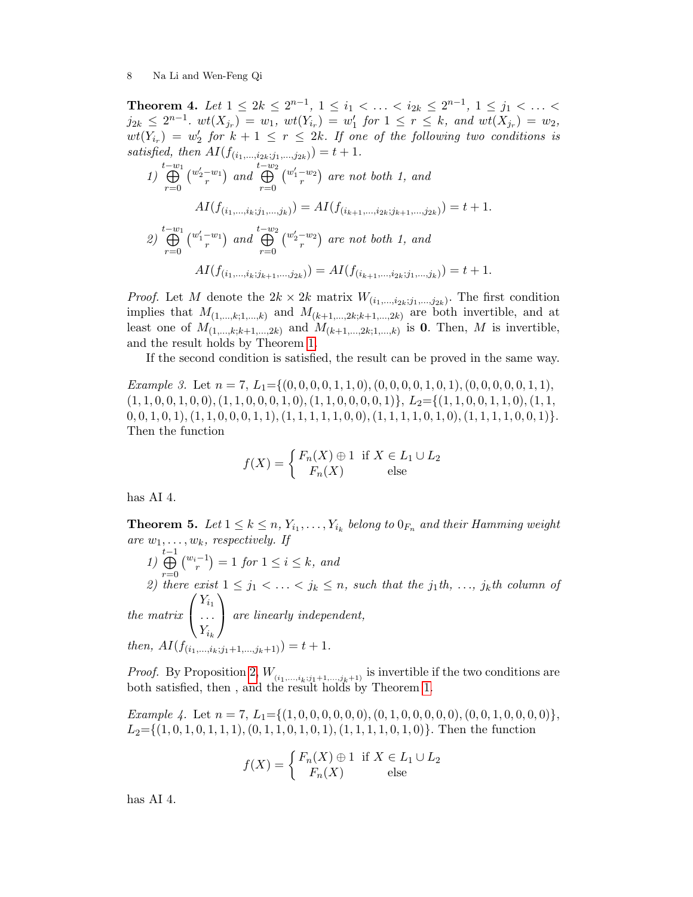**Theorem 4.** *Let $1 \le 2k \le 2^{n-1}$, $1 \le i_1 < \ldots < i_{2k} \le 2^{n-1}$, $1 \le j_1 < \ldots < j_{2k} \le 2^{n-1}$. $wt(X_{j_r}) = w_1$, $wt(Y_{i_r}) = w_1'$ for $1 \le r \le k$, and $wt(X_{j_r}) = w_2$, $wt(Y_{i_r}) = w_2'$ for $k+1 \le r \le 2k$. If one of the following two conditions is satisfied, then $AI(f_{(i_1,\ldots,i_{2k};j_1,\ldots,j_{2k})}) = t+1$.*

*1) $\bigoplus_{r=0}^{t-w_1} \binom{w_2'-w_1}{r}$ and $\bigoplus_{r=0}^{t-w_2} \binom{w_1'-w_2}{r}$ are not both 1, and*

$$AI(f_{(i_1,\ldots,i_k;j_1,\ldots,j_k)}) = AI(f_{(i_{k+1},\ldots,i_{2k};j_{k+1},\ldots,j_{2k})}) = t+1.$$

*2) $\bigoplus_{r=0}^{t-w_1} \binom{w_1'-w_1}{r}$ and $\bigoplus_{r=0}^{t-w_2} \binom{w_2'-w_2}{r}$ are not both 1, and*

$$AI(f_{(i_1,\ldots,i_k;j_{k+1},\ldots,j_{2k})}) = AI(f_{(i_{k+1},\ldots,i_{2k};j_1,\ldots,j_k)}) = t+1.$$

*Proof.* Let $M$ denote the $2k \times 2k$ matrix $W_{(i_1,\ldots,i_{2k};j_1,\ldots,j_{2k})}$. The first condition implies that $M_{(1,\ldots,k;1,\ldots,k)}$ and $M_{(k+1,\ldots,2k;k+1,\ldots,2k)}$ are both invertible, and at least one of $M_{(1,\ldots,k;k+1,\ldots,2k)}$ and $M_{(k+1,\ldots,2k;1,\ldots,k)}$ is $\mathbf{0}$. Then, $M$ is invertible, and the result holds by Theorem 1.

If the second condition is satisfied, the result can be proved in the same way.

*Example 3.* Let $n = 7$, $L_1$={$(0,0,0,0,1,1,0), (0,0,0,0,1,0,1), (0,0,0,0,0,1,1), (1,1,0,0,1,0,0), (1,1,0,0,0,1,0), (1,1,0,0,0,0,1)$}, $L_2$={$(1,1,0,0,1,1,0), (1,1,0,0,1,0,1), (1,1,0,0,0,1,1), (1,1,1,1,1,0,0), (1,1,1,1,0,1,0), (1,1,1,1,0,0,1)$}. Then the function

$$f(X) = \begin{cases} F_n(X) \oplus 1 & \text{if } X \in L_1 \cup L_2 \\ F_n(X) & \text{else} \end{cases}$$

has AI 4.

**Theorem 5.** *Let $1 \le k \le n$, $Y_{i_1}, \ldots, Y_{i_k}$ belong to $0_{F_n}$ and their Hamming weight are $w_1, \ldots, w_k$, respectively. If*

*1) $\bigoplus_{r=0}^{t-1} \binom{w_i-1}{r} = 1$ for $1 \le i \le k$, and*

*2) there exist $1 \le j_1 < \ldots < j_k \le n$, such that the $j_1$th, $\ldots$, $j_k$th column of the matrix $\begin{pmatrix} Y_{i_1} \\ \ldots \\ Y_{i_k} \end{pmatrix}$ are linearly independent,*

*then, $AI(f_{(i_1,\ldots,i_k;j_1+1,\ldots,j_k+1)}) = t+1$.*

*Proof.* By Proposition 2, $W_{(i_1,\ldots,i_k;j_1+1,\ldots,j_k+1)}$ is invertible if the two conditions are both satisfied, then , and the result holds by Theorem 1.

*Example 4.* Let $n = 7$, $L_1$={$(1,0,0,0,0,0,0), (0,1,0,0,0,0,0), (0,0,1,0,0,0,0)$}, $L_2$={$(1,0,1,0,1,1,1), (0,1,1,0,1,0,1), (1,1,1,1,0,1,0)$}. Then the function

$$f(X) = \begin{cases} F_n(X) \oplus 1 & \text{if } X \in L_1 \cup L_2 \\ F_n(X) & \text{else} \end{cases}$$

has AI 4.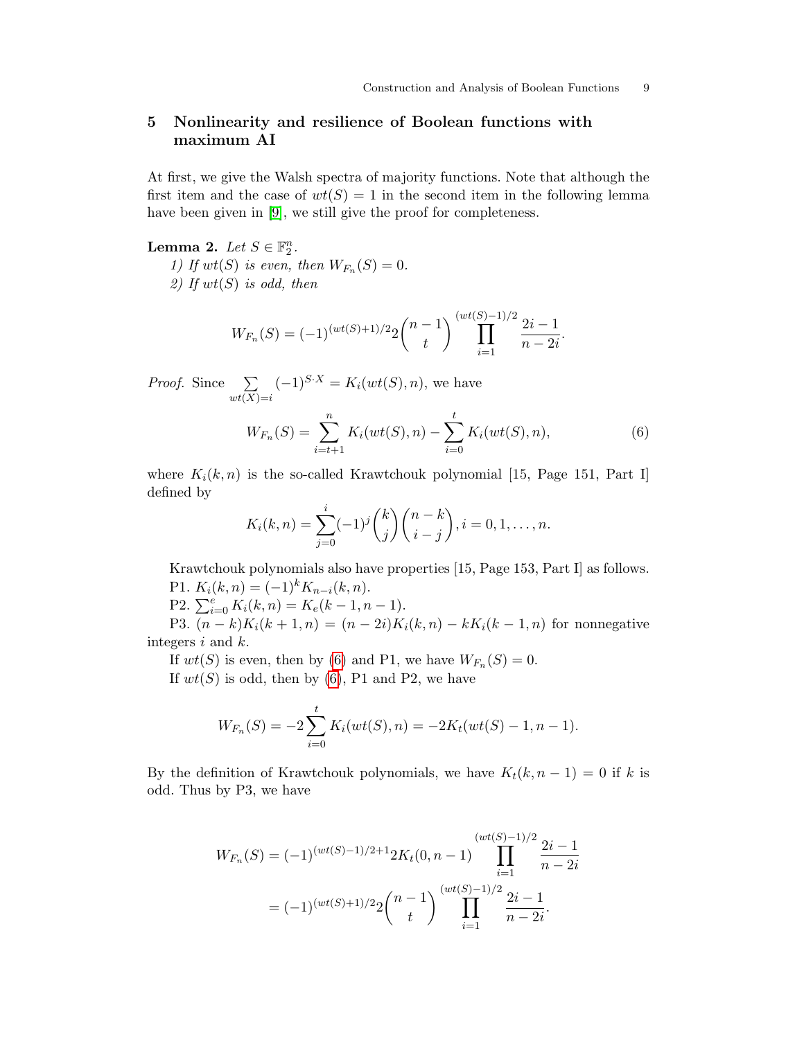## 5 Nonlinearity and resilience of Boolean functions with maximum AI

At first, we give the Walsh spectra of majority functions. Note that although the first item and the case of $wt(S) = 1$ in the second item in the following lemma have been given in [9], we still give the proof for completeness.

**Lemma 2.** *Let $S \in \mathbb{F}_2^n$.*

*1) If $wt(S)$ is even, then $W_{F_n}(S) = 0$.*

*2) If $wt(S)$ is odd, then*

$$W_{F_n}(S) = (-1)^{(wt(S)+1)/2} 2\binom{n-1}{t} \prod_{i=1}^{(wt(S)-1)/2} \frac{2i-1}{n-2i}.$$

*Proof.* Since $\sum_{wt(X)=i} (-1)^{S \cdot X} = K_i(wt(S), n)$, we have

$$W_{F_n}(S) = \sum_{i=t+1}^{n} K_i(wt(S), n) - \sum_{i=0}^{t} K_i(wt(S), n), \tag{6}$$

where $K_i(k, n)$ is the so-called Krawtchouk polynomial [15, Page 151, Part I] defined by

$$K_i(k, n) = \sum_{j=0}^{i} (-1)^j \binom{k}{j} \binom{n-k}{i-j}, i = 0, 1, \ldots, n.$$

Krawtchouk polynomials also have properties [15, Page 153, Part I] as follows.

P1. $K_i(k, n) = (-1)^k K_{n-i}(k, n)$.

P2. $\sum_{i=0}^{e} K_i(k, n) = K_e(k-1, n-1)$.

P3. $(n-k)K_i(k+1, n) = (n-2i)K_i(k, n) - kK_i(k-1, n)$ for nonnegative integers $i$ and $k$.

If $wt(S)$ is even, then by (6) and P1, we have $W_{F_n}(S) = 0$.

If $wt(S)$ is odd, then by (6), P1 and P2, we have

$$W_{F_n}(S) = -2\sum_{i=0}^{t} K_i(wt(S), n) = -2K_t(wt(S)-1, n-1).$$

By the definition of Krawtchouk polynomials, we have $K_t(k, n-1) = 0$ if $k$ is odd. Thus by P3, we have

$$\begin{aligned} W_{F_n}(S) &= (-1)^{(wt(S)-1)/2+1} 2K_t(0, n-1) \prod_{i=1}^{(wt(S)-1)/2} \frac{2i-1}{n-2i} \\ &= (-1)^{(wt(S)+1)/2} 2\binom{n-1}{t} \prod_{i=1}^{(wt(S)-1)/2} \frac{2i-1}{n-2i}. \end{aligned}$$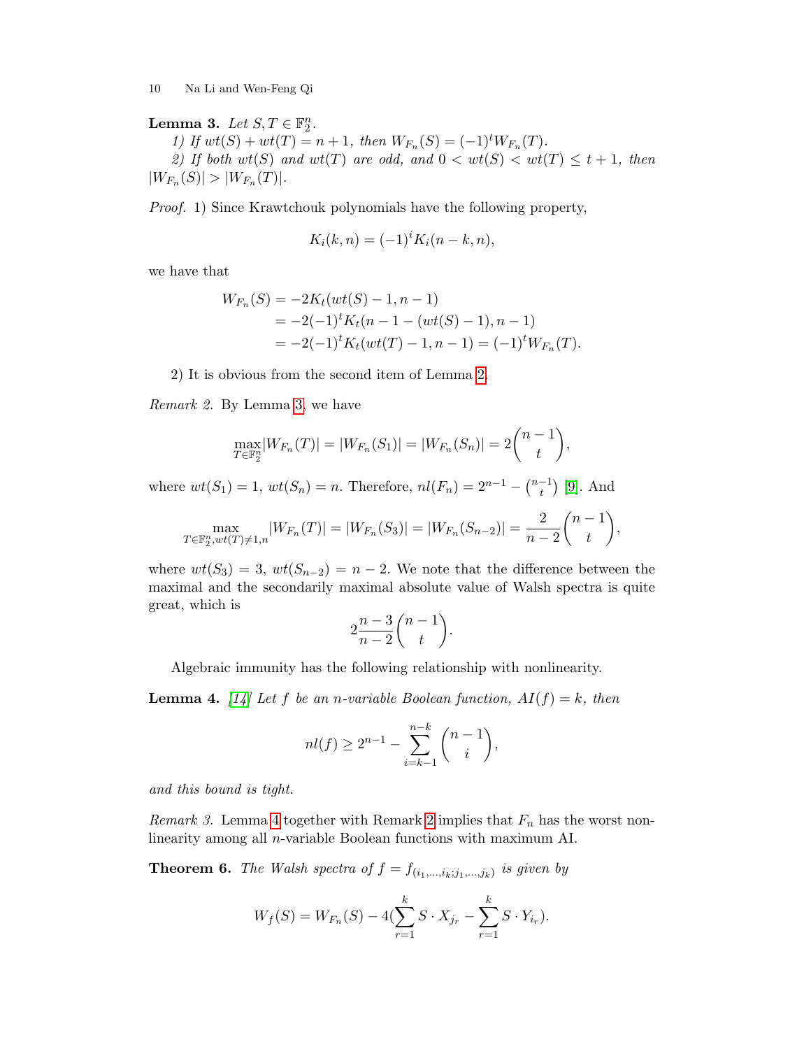**Lemma 3.** *Let $S, T \in \mathbb{F}_2^n$.*

*1) If $wt(S) + wt(T) = n + 1$, then $W_{F_n}(S) = (-1)^t W_{F_n}(T)$.*

*2) If both $wt(S)$ and $wt(T)$ are odd, and $0 < wt(S) < wt(T) \leq t + 1$, then $|W_{F_n}(S)| > |W_{F_n}(T)|$.*

*Proof.* 1) Since Krawtchouk polynomials have the following property,

$$K_i(k, n) = (-1)^i K_i(n - k, n),$$

we have that

$$\begin{aligned} W_{F_n}(S) &= -2K_t(wt(S) - 1, n - 1) \\ &= -2(-1)^t K_t(n - 1 - (wt(S) - 1), n - 1) \\ &= -2(-1)^t K_t(wt(T) - 1, n - 1) = (-1)^t W_{F_n}(T). \end{aligned}$$

2) It is obvious from the second item of Lemma 2.

*Remark 2.* By Lemma 3, we have

$$\max_{T \in \mathbb{F}_2^n} |W_{F_n}(T)| = |W_{F_n}(S_1)| = |W_{F_n}(S_n)| = 2\binom{n-1}{t},$$

where $wt(S_1) = 1$, $wt(S_n) = n$. Therefore, $nl(F_n) = 2^{n-1} - \binom{n-1}{t}$ [9]. And

$$\max_{T \in \mathbb{F}_2^n, wt(T) \neq 1, n} |W_{F_n}(T)| = |W_{F_n}(S_3)| = |W_{F_n}(S_{n-2})| = \frac{2}{n-2}\binom{n-1}{t},$$

where $wt(S_3) = 3$, $wt(S_{n-2}) = n - 2$. We note that the difference between the maximal and the secondarily maximal absolute value of Walsh spectra is quite great, which is

$$2\frac{n-3}{n-2}\binom{n-1}{t}.$$

Algebraic immunity has the following relationship with nonlinearity.

**Lemma 4.** *[14] Let $f$ be an $n$-variable Boolean function, $AI(f) = k$, then*

$$nl(f) \geq 2^{n-1} - \sum_{i=k-1}^{n-k} \binom{n-1}{i},$$

*and this bound is tight.*

*Remark 3.* Lemma 4 together with Remark 2 implies that $F_n$ has the worst nonlinearity among all $n$-variable Boolean functions with maximum AI.

**Theorem 6.** *The Walsh spectra of $f = f_{(i_1,\ldots,i_k;j_1,\ldots,j_k)}$ is given by*

$$W_f(S) = W_{F_n}(S) - 4(\sum_{r=1}^{k} S \cdot X_{j_r} - \sum_{r=1}^{k} S \cdot Y_{i_r}).$$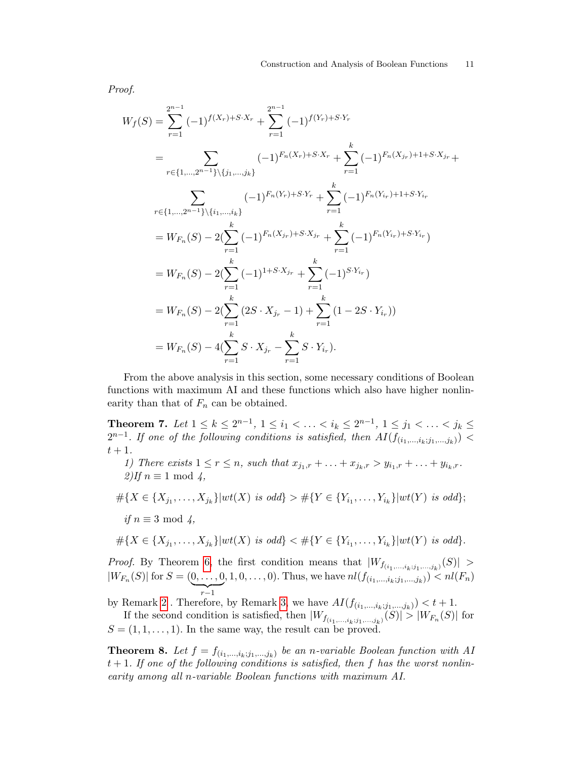*Proof.*

$$
\begin{aligned}
W_f(S) &= \sum_{r=1}^{2^{n-1}} (-1)^{f(X_r)+S\cdot X_r} + \sum_{r=1}^{2^{n-1}} (-1)^{f(Y_r)+S\cdot Y_r} \\
&= \sum_{r\in\{1,\ldots,2^{n-1}\}\setminus\{j_1,\ldots,j_k\}} (-1)^{F_n(X_r)+S\cdot X_r} + \sum_{r=1}^{k} (-1)^{F_n(X_{j_r})+1+S\cdot X_{j_r}} + \\
&\quad \sum_{r\in\{1,\ldots,2^{n-1}\}\setminus\{i_1,\ldots,i_k\}} (-1)^{F_n(Y_r)+S\cdot Y_r} + \sum_{r=1}^{k} (-1)^{F_n(Y_{i_r})+1+S\cdot Y_{i_r}} \\
&= W_{F_n}(S) - 2(\sum_{r=1}^{k} (-1)^{F_n(X_{j_r})+S\cdot X_{j_r}} + \sum_{r=1}^{k} (-1)^{F_n(Y_{i_r})+S\cdot Y_{i_r}}) \\
&= W_{F_n}(S) - 2(\sum_{r=1}^{k} (-1)^{1+S\cdot X_{j_r}} + \sum_{r=1}^{k} (-1)^{S\cdot Y_{i_r}}) \\
&= W_{F_n}(S) - 2(\sum_{r=1}^{k} (2S\cdot X_{j_r} - 1) + \sum_{r=1}^{k} (1 - 2S\cdot Y_{i_r})) \\
&= W_{F_n}(S) - 4(\sum_{r=1}^{k} S\cdot X_{j_r} - \sum_{r=1}^{k} S\cdot Y_{i_r}).
\end{aligned}
$$

From the above analysis in this section, some necessary conditions of Boolean functions with maximum AI and these functions which also have higher nonlinearity than that of $F_n$ can be obtained.

**Theorem 7.** *Let $1 \le k \le 2^{n-1}$, $1 \le i_1 < \ldots < i_k \le 2^{n-1}$, $1 \le j_1 < \ldots < j_k \le 2^{n-1}$. If one of the following conditions is satisfied, then $AI(f_{(i_1,\ldots,i_k;j_1,\ldots,j_k)}) < t+1$.*

*1) There exists $1 \le r \le n$, such that $x_{j_1,r} + \ldots + x_{j_k,r} > y_{i_1,r} + \ldots + y_{i_k,r}$.*
*2)If $n \equiv 1 \bmod 4$,*

$$\#\{X \in \{X_{j_1}, \ldots, X_{j_k}\} | wt(X) \text{ is odd}\} > \#\{Y \in \{Y_{i_1}, \ldots, Y_{i_k}\} | wt(Y) \text{ is odd}\};$$

*if $n \equiv 3 \bmod 4$,*

$$\#\{X \in \{X_{j_1}, \ldots, X_{j_k}\} | wt(X) \text{ is odd}\} < \#\{Y \in \{Y_{i_1}, \ldots, Y_{i_k}\} | wt(Y) \text{ is odd}\}.$$

*Proof.* By Theorem 6, the first condition means that $|W_{f_{(i_1,\ldots,i_k;j_1,\ldots,j_k)}}(S)| > |W_{F_n}(S)|$ for $S = (\underbrace{0,\ldots,0}_{r-1}, 1, 0, \ldots, 0)$. Thus, we have $nl(f_{(i_1,\ldots,i_k;j_1,\ldots,j_k)}) < nl(F_n)$ by Remark 2 . Therefore, by Remark 3, we have $AI(f_{(i_1,\ldots,i_k;j_1,\ldots,j_k)}) < t+1$.

If the second condition is satisfied, then $|W_{f_{(i_1,\ldots,i_k;j_1,\ldots,j_k)}}(S)| > |W_{F_n}(S)|$ for $S = (1, 1, \ldots, 1)$. In the same way, the result can be proved.

**Theorem 8.** *Let $f = f_{(i_1,\ldots,i_k;j_1,\ldots,j_k)}$ be an $n$-variable Boolean function with AI $t+1$. If one of the following conditions is satisfied, then $f$ has the worst nonlinearity among all $n$-variable Boolean functions with maximum AI.*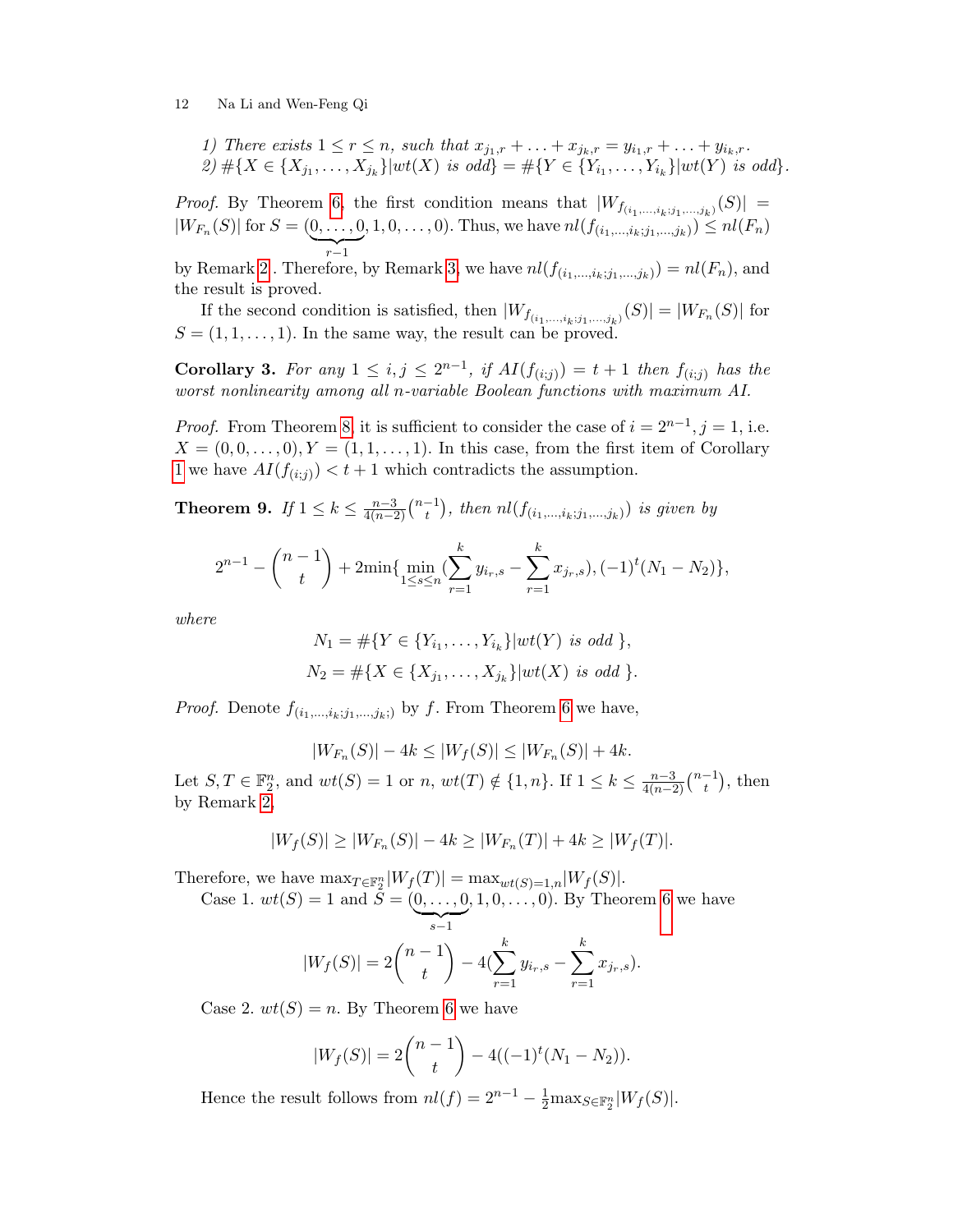*1) There exists $1 \leq r \leq n$, such that $x_{j_1,r} + \ldots + x_{j_k,r} = y_{i_1,r} + \ldots + y_{i_k,r}$.*
*2) $\#\{X \in \{X_{j_1}, \ldots, X_{j_k}\} | wt(X) \text{ is odd}\} = \#\{Y \in \{Y_{i_1}, \ldots, Y_{i_k}\} | wt(Y) \text{ is odd}\}$.*

*Proof.* By Theorem 6, the first condition means that $|W_{f_{(i_1,\ldots,i_k;j_1,\ldots,j_k)}}(S)| = |W_{F_n}(S)|$ for $S = (\underbrace{0,\ldots,0}_{r-1},1,0,\ldots,0)$. Thus, we have $nl(f_{(i_1,\ldots,i_k;j_1,\ldots,j_k)}) \leq nl(F_n)$ by Remark 2. Therefore, by Remark 3, we have $nl(f_{(i_1,\ldots,i_k;j_1,\ldots,j_k)}) = nl(F_n)$, and the result is proved.

If the second condition is satisfied, then $|W_{f_{(i_1,\ldots,i_k;j_1,\ldots,j_k)}}(S)| = |W_{F_n}(S)|$ for $S = (1,1,\ldots,1)$. In the same way, the result can be proved.

**Corollary 3.** *For any $1 \leq i,j \leq 2^{n-1}$, if $AI(f_{(i;j)}) = t+1$ then $f_{(i;j)}$ has the worst nonlinearity among all $n$-variable Boolean functions with maximum AI.*

*Proof.* From Theorem 8, it is sufficient to consider the case of $i = 2^{n-1}, j = 1$, i.e. $X = (0,0,\ldots,0), Y = (1,1,\ldots,1)$. In this case, from the first item of Corollary 1 we have $AI(f_{(i;j)}) < t+1$ which contradicts the assumption.

**Theorem 9.** *If $1 \leq k \leq \frac{n-3}{4(n-2)}\binom{n-1}{t}$, then $nl(f_{(i_1,\ldots,i_k;j_1,\ldots,j_k)})$ is given by*

$$2^{n-1} - \binom{n-1}{t} + 2\min\{\min_{1\leq s\leq n}(\sum_{r=1}^{k} y_{i_r,s} - \sum_{r=1}^{k} x_{j_r,s}), (-1)^t(N_1 - N_2)\},$$

*where*

$$N_1 = \#\{Y \in \{Y_{i_1}, \ldots, Y_{i_k}\} | wt(Y) \text{ is odd }\},$$

$$N_2 = \#\{X \in \{X_{j_1}, \ldots, X_{j_k}\} | wt(X) \text{ is odd }\}.$$

*Proof.* Denote $f_{(i_1,\ldots,i_k;j_1,\ldots,j_k;)}$ by $f$. From Theorem 6 we have,

$$|W_{F_n}(S)| - 4k \leq |W_f(S)| \leq |W_{F_n}(S)| + 4k.$$

Let $S, T \in \mathbb{F}_2^n$, and $wt(S) = 1$ or $n$, $wt(T) \notin \{1,n\}$. If $1 \leq k \leq \frac{n-3}{4(n-2)}\binom{n-1}{t}$, then by Remark 2,

$$|W_f(S)| \geq |W_{F_n}(S)| - 4k \geq |W_{F_n}(T)| + 4k \geq |W_f(T)|.$$

Therefore, we have $\max_{T\in\mathbb{F}_2^n}|W_f(T)| = \max_{wt(S)=1,n}|W_f(S)|$.

Case 1. $wt(S) = 1$ and $S = (\underbrace{0,\ldots,0}_{s-1},1,0,\ldots,0)$. By Theorem 6 we have

$$|W_f(S)| = 2\binom{n-1}{t} - 4(\sum_{r=1}^{k} y_{i_r,s} - \sum_{r=1}^{k} x_{j_r,s}).$$

Case 2. $wt(S) = n$. By Theorem 6 we have

$$|W_f(S)| = 2\binom{n-1}{t} - 4((-1)^t(N_1 - N_2)).$$

Hence the result follows from $nl(f) = 2^{n-1} - \frac{1}{2}\max_{S\in\mathbb{F}_2^n}|W_f(S)|$.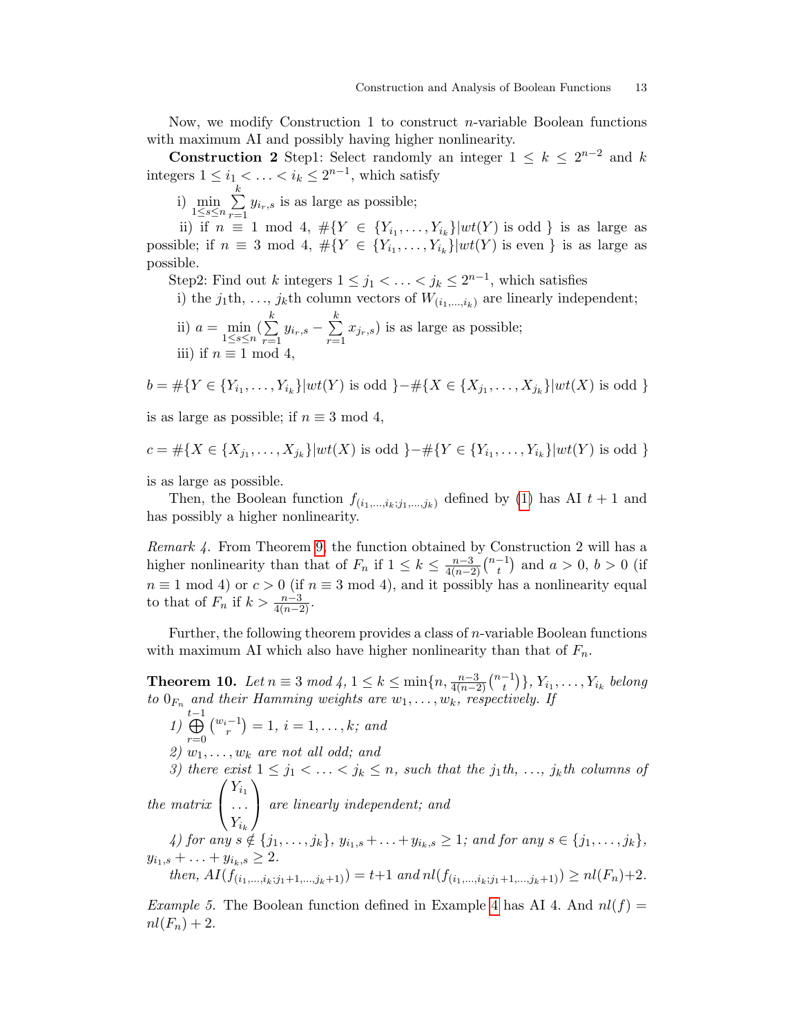Now, we modify Construction 1 to construct $n$-variable Boolean functions with maximum AI and possibly having higher nonlinearity.

**Construction 2** Step1: Select randomly an integer $1 \le k \le 2^{n-2}$ and $k$ integers $1 \le i_1 < \ldots < i_k \le 2^{n-1}$, which satisfy

i) $\min_{1\le s\le n} \sum_{r=1}^{k} y_{i_r,s}$ is as large as possible;

ii) if $n \equiv 1 \bmod 4$, $\#\{Y \in \{Y_{i_1}, \ldots, Y_{i_k}\} | wt(Y) \text{ is odd }\}$ is as large as possible; if $n \equiv 3 \bmod 4$, $\#\{Y \in \{Y_{i_1}, \ldots, Y_{i_k}\} | wt(Y) \text{ is even }\}$ is as large as possible.

Step2: Find out $k$ integers $1 \le j_1 < \ldots < j_k \le 2^{n-1}$, which satisfies

i) the $j_1$th, $\ldots$, $j_k$th column vectors of $W_{(i_1,\ldots,i_k)}$ are linearly independent;

ii) $a = \min_{1\le s\le n} (\sum_{r=1}^{k} y_{i_r,s} - \sum_{r=1}^{k} x_{j_r,s})$ is as large as possible;

iii) if $n \equiv 1 \bmod 4$,

$$b = \#\{Y \in \{Y_{i_1}, \ldots, Y_{i_k}\} | wt(Y) \text{ is odd }\} - \#\{X \in \{X_{j_1}, \ldots, X_{j_k}\} | wt(X) \text{ is odd }\}$$

is as large as possible; if $n \equiv 3 \bmod 4$,

$$c = \#\{X \in \{X_{j_1}, \ldots, X_{j_k}\} | wt(X) \text{ is odd }\} - \#\{Y \in \{Y_{i_1}, \ldots, Y_{i_k}\} | wt(Y) \text{ is odd }\}$$

is as large as possible.

Then, the Boolean function $f_{(i_1,\ldots,i_k;j_1,\ldots,j_k)}$ defined by (1) has AI $t+1$ and has possibly a higher nonlinearity.

*Remark 4.* From Theorem 9, the function obtained by Construction 2 will has a higher nonlinearity than that of $F_n$ if $1 \le k \le \frac{n-3}{4(n-2)}\binom{n-1}{t}$ and $a > 0$, $b > 0$ (if $n \equiv 1 \bmod 4$) or $c > 0$ (if $n \equiv 3 \bmod 4$), and it possibly has a nonlinearity equal to that of $F_n$ if $k > \frac{n-3}{4(n-2)}$.

Further, the following theorem provides a class of $n$-variable Boolean functions with maximum AI which also have higher nonlinearity than that of $F_n$.

**Theorem 10.** *Let $n \equiv 3 \bmod 4$, $1 \le k \le \min\{n, \frac{n-3}{4(n-2)}\binom{n-1}{t}\}$, $Y_{i_1}, \ldots, Y_{i_k}$ belong to $0_{F_n}$ and their Hamming weights are $w_1, \ldots, w_k$, respectively. If*

*1) $\bigoplus_{r=0}^{t-1} \binom{w_i-1}{r} = 1$, $i = 1, \ldots, k$; and*

*2) $w_1, \ldots, w_k$ are not all odd; and*

*3) there exist $1 \le j_1 < \ldots < j_k \le n$, such that the $j_1$th, $\ldots$, $j_k$th columns of the matrix $\begin{pmatrix} Y_{i_1} \\ \ldots \\ Y_{i_k} \end{pmatrix}$ are linearly independent; and*

*4) for any $s \notin \{j_1, \ldots, j_k\}$, $y_{i_1,s} + \ldots + y_{i_k,s} \ge 1$; and for any $s \in \{j_1, \ldots, j_k\}$, $y_{i_1,s} + \ldots + y_{i_k,s} \ge 2$.*

*then, $AI(f_{(i_1,\ldots,i_k;j_1+1,\ldots,j_k+1)}) = t+1$ and $nl(f_{(i_1,\ldots,i_k;j_1+1,\ldots,j_k+1)}) \ge nl(F_n)+2$.*

*Example 5.* The Boolean function defined in Example 4 has AI 4. And $nl(f) = nl(F_n) + 2$.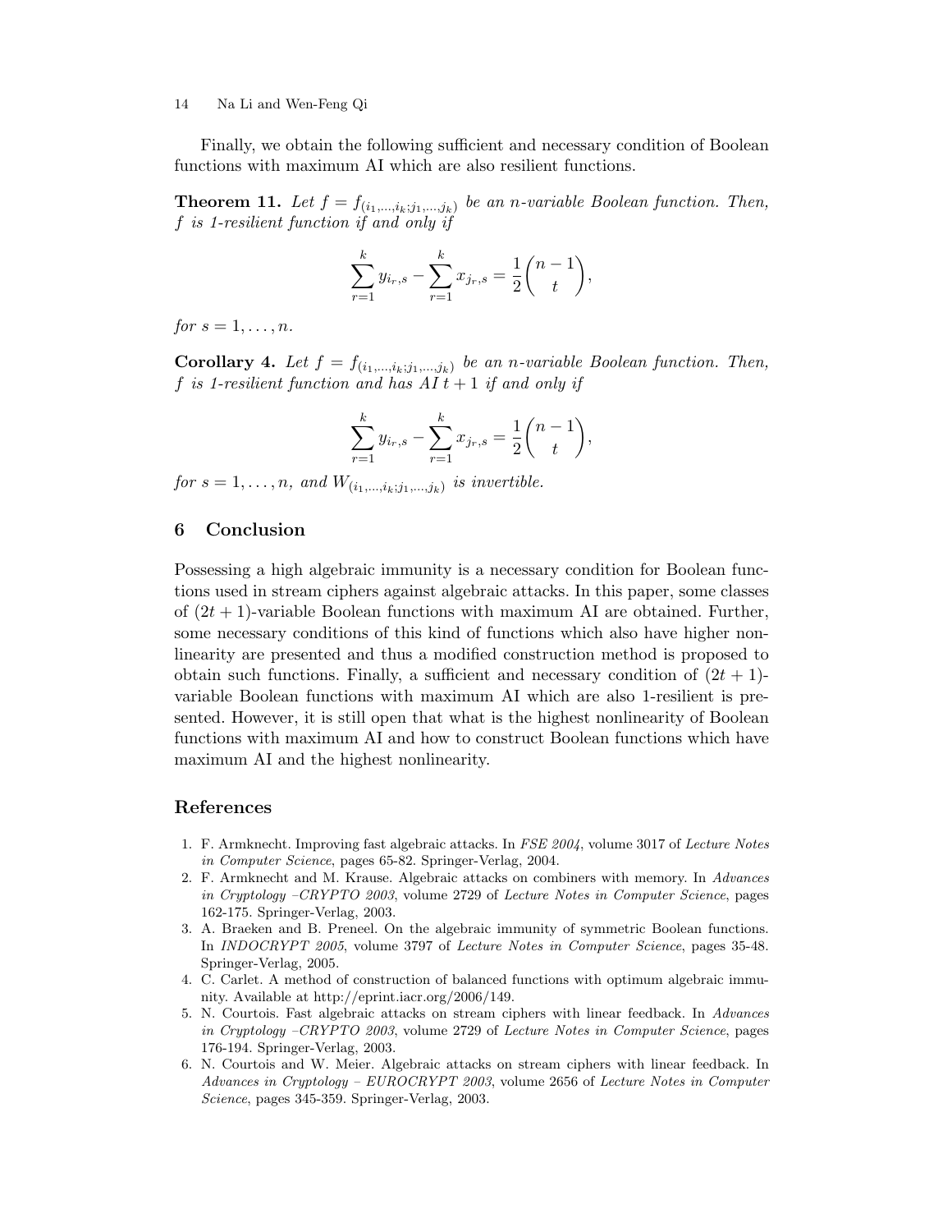Finally, we obtain the following sufficient and necessary condition of Boolean functions with maximum AI which are also resilient functions.

**Theorem 11.** *Let $f = f_{(i_1,\ldots,i_k;j_1,\ldots,j_k)}$ be an $n$-variable Boolean function. Then, $f$ is 1-resilient function if and only if*

$$\sum_{r=1}^{k} y_{i_r,s} - \sum_{r=1}^{k} x_{j_r,s} = \frac{1}{2}\binom{n-1}{t},$$

*for $s = 1, \ldots, n$.*

**Corollary 4.** *Let $f = f_{(i_1,\ldots,i_k;j_1,\ldots,j_k)}$ be an $n$-variable Boolean function. Then, $f$ is 1-resilient function and has AI $t+1$ if and only if*

$$\sum_{r=1}^{k} y_{i_r,s} - \sum_{r=1}^{k} x_{j_r,s} = \frac{1}{2}\binom{n-1}{t},$$

*for $s = 1, \ldots, n$, and $W_{(i_1,\ldots,i_k;j_1,\ldots,j_k)}$ is invertible.*

## 6 Conclusion

Possessing a high algebraic immunity is a necessary condition for Boolean functions used in stream ciphers against algebraic attacks. In this paper, some classes of $(2t+1)$-variable Boolean functions with maximum AI are obtained. Further, some necessary conditions of this kind of functions which also have higher nonlinearity are presented and thus a modified construction method is proposed to obtain such functions. Finally, a sufficient and necessary condition of $(2t+1)$-variable Boolean functions with maximum AI which are also 1-resilient is presented. However, it is still open that what is the highest nonlinearity of Boolean functions with maximum AI and how to construct Boolean functions which have maximum AI and the highest nonlinearity.

## References

1. F. Armknecht. Improving fast algebraic attacks. In *FSE 2004*, volume 3017 of *Lecture Notes in Computer Science*, pages 65-82. Springer-Verlag, 2004.
2. F. Armknecht and M. Krause. Algebraic attacks on combiners with memory. In *Advances in Cryptology –CRYPTO 2003*, volume 2729 of *Lecture Notes in Computer Science*, pages 162-175. Springer-Verlag, 2003.
3. A. Braeken and B. Preneel. On the algebraic immunity of symmetric Boolean functions. In *INDOCRYPT 2005*, volume 3797 of *Lecture Notes in Computer Science*, pages 35-48. Springer-Verlag, 2005.
4. C. Carlet. A method of construction of balanced functions with optimum algebraic immunity. Available at http://eprint.iacr.org/2006/149.
5. N. Courtois. Fast algebraic attacks on stream ciphers with linear feedback. In *Advances in Cryptology –CRYPTO 2003*, volume 2729 of *Lecture Notes in Computer Science*, pages 176-194. Springer-Verlag, 2003.
6. N. Courtois and W. Meier. Algebraic attacks on stream ciphers with linear feedback. In *Advances in Cryptology – EUROCRYPT 2003*, volume 2656 of *Lecture Notes in Computer Science*, pages 345-359. Springer-Verlag, 2003.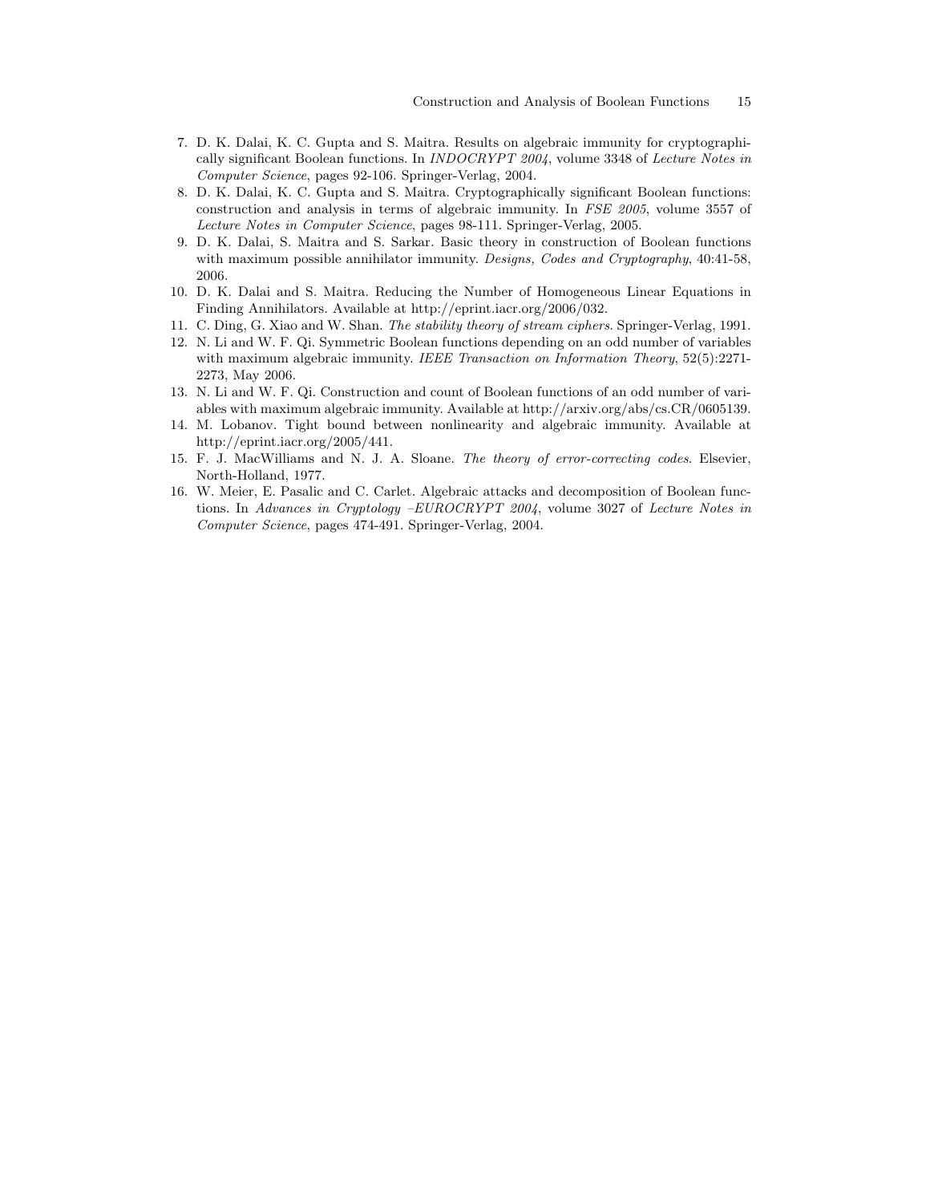7. D. K. Dalai, K. C. Gupta and S. Maitra. Results on algebraic immunity for cryptographically significant Boolean functions. In *INDOCRYPT 2004*, volume 3348 of *Lecture Notes in Computer Science*, pages 92-106. Springer-Verlag, 2004.
8. D. K. Dalai, K. C. Gupta and S. Maitra. Cryptographically significant Boolean functions: construction and analysis in terms of algebraic immunity. In *FSE 2005*, volume 3557 of *Lecture Notes in Computer Science*, pages 98-111. Springer-Verlag, 2005.
9. D. K. Dalai, S. Maitra and S. Sarkar. Basic theory in construction of Boolean functions with maximum possible annihilator immunity. *Designs, Codes and Cryptography*, 40:41-58, 2006.
10. D. K. Dalai and S. Maitra. Reducing the Number of Homogeneous Linear Equations in Finding Annihilators. Available at http://eprint.iacr.org/2006/032.
11. C. Ding, G. Xiao and W. Shan. *The stability theory of stream ciphers.* Springer-Verlag, 1991.
12. N. Li and W. F. Qi. Symmetric Boolean functions depending on an odd number of variables with maximum algebraic immunity. *IEEE Transaction on Information Theory*, 52(5):2271-2273, May 2006.
13. N. Li and W. F. Qi. Construction and count of Boolean functions of an odd number of variables with maximum algebraic immunity. Available at http://arxiv.org/abs/cs.CR/0605139.
14. M. Lobanov. Tight bound between nonlinearity and algebraic immunity. Available at http://eprint.iacr.org/2005/441.
15. F. J. MacWilliams and N. J. A. Sloane. *The theory of error-correcting codes*. Elsevier, North-Holland, 1977.
16. W. Meier, E. Pasalic and C. Carlet. Algebraic attacks and decomposition of Boolean functions. In *Advances in Cryptology –EUROCRYPT 2004*, volume 3027 of *Lecture Notes in Computer Science*, pages 474-491. Springer-Verlag, 2004.